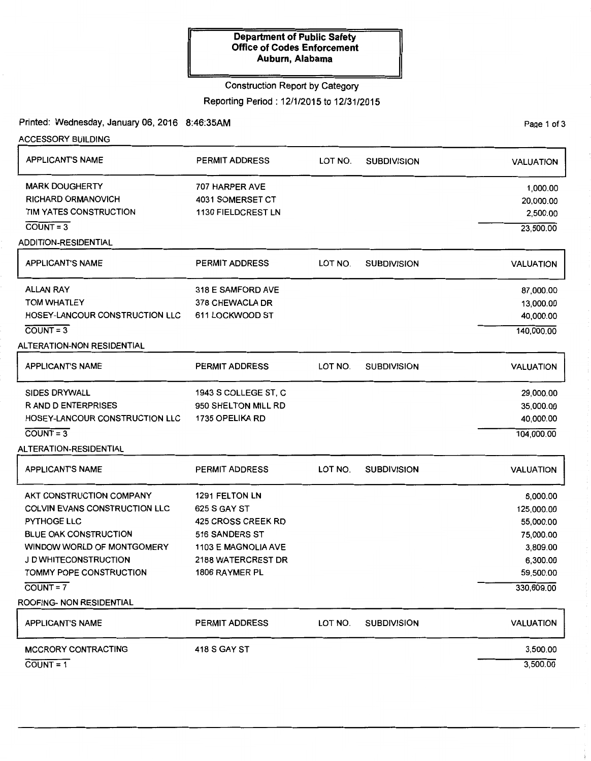**Department of Public Safety**
**Office of Codes Enforcement**
**Auburn, Alabama**

Construction Report by Category

Reporting Period : 12/1/2015 to 12/31/2015

Printed: Wednesday, January 06, 2016 8:46:35AM

### ACCESSORY BUILDING

| APPLICANT'S NAME | PERMIT ADDRESS | LOT NO. | SUBDIVISION | VALUATION |
|---|---|---|---|---|
| MARK DOUGHERTY | 707 HARPER AVE | | | 1,000.00 |
| RICHARD ORMANOVICH | 4031 SOMERSET CT | | | 20,000.00 |
| TIM YATES CONSTRUCTION | 1130 FIELDCREST LN | | | 2,500.00 |
| COUNT = 3 | | | | 23,500.00 |

### ADDITION-RESIDENTIAL

| APPLICANT'S NAME | PERMIT ADDRESS | LOT NO. | SUBDIVISION | VALUATION |
|---|---|---|---|---|
| ALLAN RAY | 318 E SAMFORD AVE | | | 87,000.00 |
| TOM WHATLEY | 378 CHEWACLA DR | | | 13,000.00 |
| HOSEY-LANCOUR CONSTRUCTION LLC | 611 LOCKWOOD ST | | | 40,000.00 |
| COUNT = 3 | | | | 140,000.00 |

### ALTERATION-NON RESIDENTIAL

| APPLICANT'S NAME | PERMIT ADDRESS | LOT NO. | SUBDIVISION | VALUATION |
|---|---|---|---|---|
| SIDES DRYWALL | 1943 S COLLEGE ST, C | | | 29,000.00 |
| R AND D ENTERPRISES | 950 SHELTON MILL RD | | | 35,000.00 |
| HOSEY-LANCOUR CONSTRUCTION LLC | 1735 OPELIKA RD | | | 40,000.00 |
| COUNT = 3 | | | | 104,000.00 |

### ALTERATION-RESIDENTIAL

| APPLICANT'S NAME | PERMIT ADDRESS | LOT NO. | SUBDIVISION | VALUATION |
|---|---|---|---|---|
| AKT CONSTRUCTION COMPANY | 1291 FELTON LN | | | 6,000.00 |
| COLVIN EVANS CONSTRUCTION LLC | 625 S GAY ST | | | 125,000.00 |
| PYTHOGE LLC | 425 CROSS CREEK RD | | | 55,000.00 |
| BLUE OAK CONSTRUCTION | 516 SANDERS ST | | | 75,000.00 |
| WINDOW WORLD OF MONTGOMERY | 1103 E MAGNOLIA AVE | | | 3,809.00 |
| J D WHITECONSTRUCTION | 2188 WATERCREST DR | | | 6,300.00 |
| TOMMY POPE CONSTRUCTION | 1806 RAYMER PL | | | 59,500.00 |
| COUNT = 7 | | | | 330,609.00 |

### ROOFING- NON RESIDENTIAL

| APPLICANT'S NAME | PERMIT ADDRESS | LOT NO. | SUBDIVISION | VALUATION |
|---|---|---|---|---|
| MCCRORY CONTRACTING | 418 S GAY ST | | | 3,500.00 |
| COUNT = 1 | | | | 3,500.00 |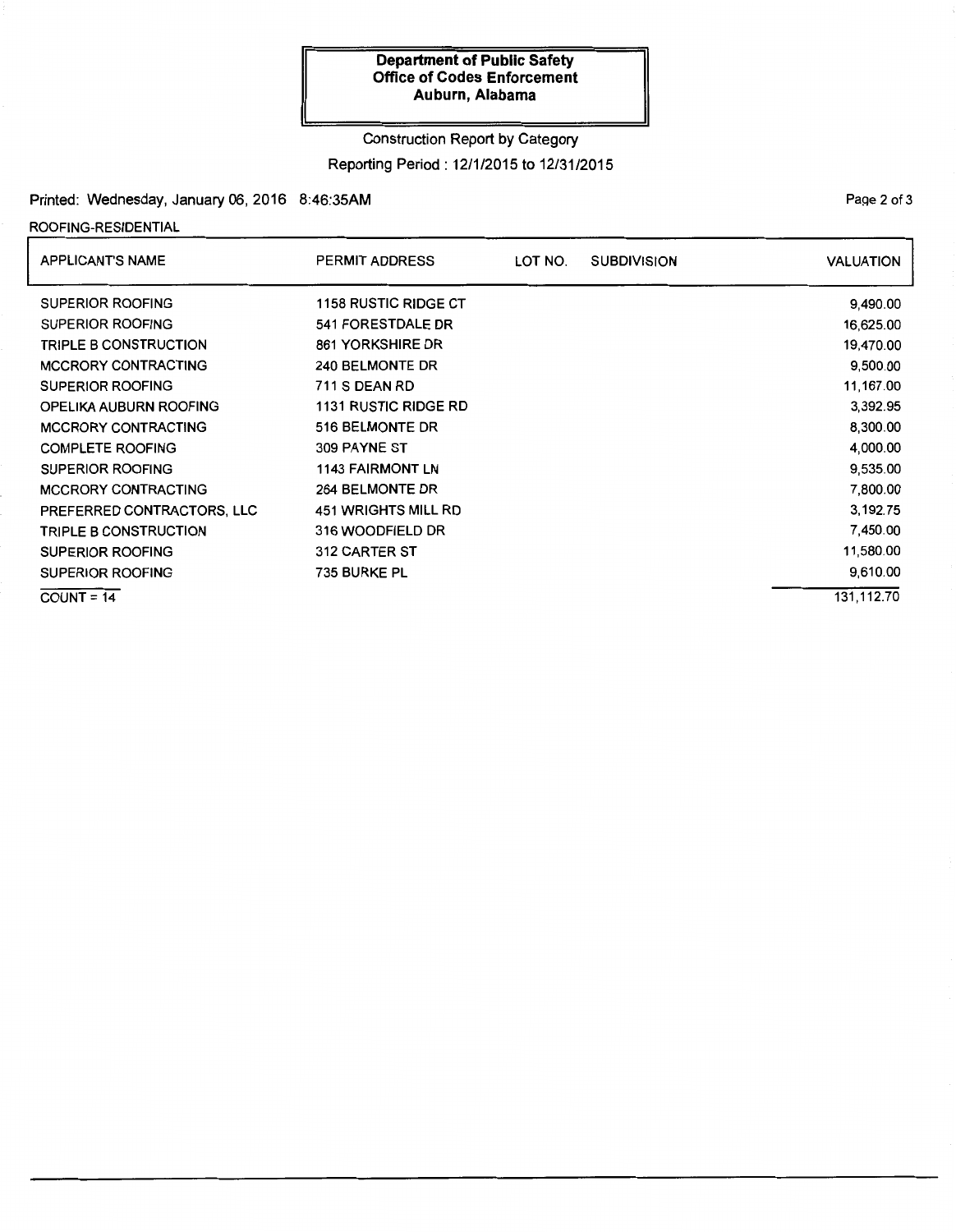**Department of Public Safety**
**Office of Codes Enforcement**
**Auburn, Alabama**

Construction Report by Category

Reporting Period : 12/1/2015 to 12/31/2015

Printed: Wednesday, January 06, 2016 8:46:35AM

ROOFING-RESIDENTIAL

| APPLICANT'S NAME | PERMIT ADDRESS | LOT NO. | SUBDIVISION | VALUATION |
|---|---|---|---|---|
| SUPERIOR ROOFING | 1158 RUSTIC RIDGE CT | | | 9,490.00 |
| SUPERIOR ROOFING | 541 FORESTDALE DR | | | 16,625.00 |
| TRIPLE B CONSTRUCTION | 861 YORKSHIRE DR | | | 19,470.00 |
| MCCRORY CONTRACTING | 240 BELMONTE DR | | | 9,500.00 |
| SUPERIOR ROOFING | 711 S DEAN RD | | | 11,167.00 |
| OPELIKA AUBURN ROOFING | 1131 RUSTIC RIDGE RD | | | 3,392.95 |
| MCCRORY CONTRACTING | 516 BELMONTE DR | | | 8,300.00 |
| COMPLETE ROOFING | 309 PAYNE ST | | | 4,000.00 |
| SUPERIOR ROOFING | 1143 FAIRMONT LN | | | 9,535.00 |
| MCCRORY CONTRACTING | 264 BELMONTE DR | | | 7,800.00 |
| PREFERRED CONTRACTORS, LLC | 451 WRIGHTS MILL RD | | | 3,192.75 |
| TRIPLE B CONSTRUCTION | 316 WOODFIELD DR | | | 7,450.00 |
| SUPERIOR ROOFING | 312 CARTER ST | | | 11,580.00 |
| SUPERIOR ROOFING | 735 BURKE PL | | | 9,610.00 |
| COUNT = 14 | | | | 131,112.70 |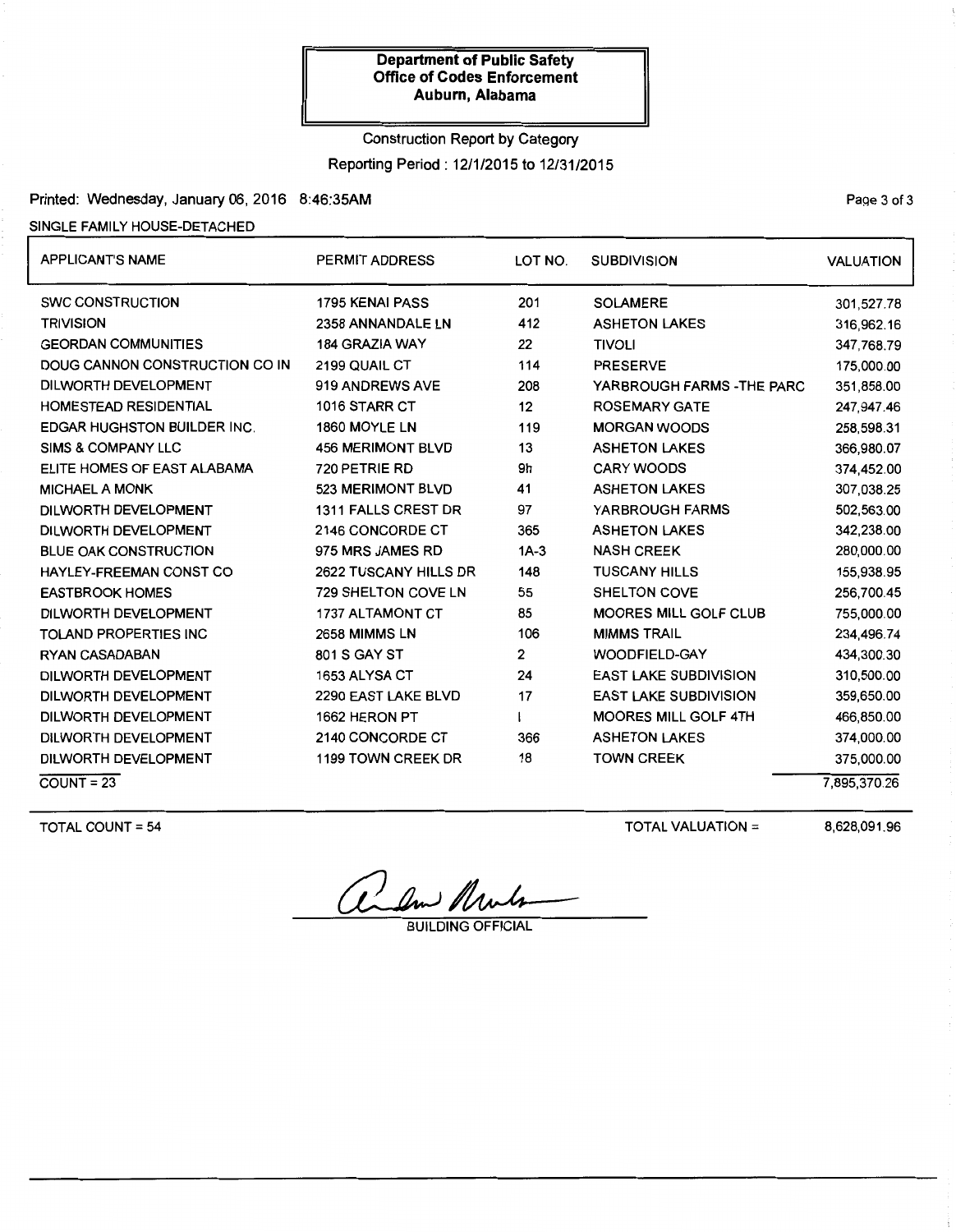**Department of Public Safety**
**Office of Codes Enforcement**
**Auburn, Alabama**

Construction Report by Category

Reporting Period : 12/1/2015 to 12/31/2015

Printed: Wednesday, January 06, 2016 8:46:35AM

SINGLE FAMILY HOUSE-DETACHED

| APPLICANT'S NAME | PERMIT ADDRESS | LOT NO. | SUBDIVISION | VALUATION |
|---|---|---|---|---|
| SWC CONSTRUCTION | 1795 KENAI PASS | 201 | SOLAMERE | 301,527.78 |
| TRIVISION | 2358 ANNANDALE LN | 412 | ASHETON LAKES | 316,962.16 |
| GEORDAN COMMUNITIES | 184 GRAZIA WAY | 22 | TIVOLI | 347,768.79 |
| DOUG CANNON CONSTRUCTION CO IN | 2199 QUAIL CT | 114 | PRESERVE | 175,000.00 |
| DILWORTH DEVELOPMENT | 919 ANDREWS AVE | 208 | YARBROUGH FARMS -THE PARC | 351,858.00 |
| HOMESTEAD RESIDENTIAL | 1016 STARR CT | 12 | ROSEMARY GATE | 247,947.46 |
| EDGAR HUGHSTON BUILDER INC. | 1860 MOYLE LN | 119 | MORGAN WOODS | 258,598.31 |
| SIMS & COMPANY LLC | 456 MERIMONT BLVD | 13 | ASHETON LAKES | 366,980.07 |
| ELITE HOMES OF EAST ALABAMA | 720 PETRIE RD | 9h | CARY WOODS | 374,452.00 |
| MICHAEL A MONK | 523 MERIMONT BLVD | 41 | ASHETON LAKES | 307,038.25 |
| DILWORTH DEVELOPMENT | 1311 FALLS CREST DR | 97 | YARBROUGH FARMS | 502,563.00 |
| DILWORTH DEVELOPMENT | 2146 CONCORDE CT | 365 | ASHETON LAKES | 342,238.00 |
| BLUE OAK CONSTRUCTION | 975 MRS JAMES RD | 1A-3 | NASH CREEK | 280,000.00 |
| HAYLEY-FREEMAN CONST CO | 2622 TUSCANY HILLS DR | 148 | TUSCANY HILLS | 155,938.95 |
| EASTBROOK HOMES | 729 SHELTON COVE LN | 55 | SHELTON COVE | 256,700.45 |
| DILWORTH DEVELOPMENT | 1737 ALTAMONT CT | 85 | MOORES MILL GOLF CLUB | 755,000.00 |
| TOLAND PROPERTIES INC | 2658 MIMMS LN | 106 | MIMMS TRAIL | 234,496.74 |
| RYAN CASADABAN | 801 S GAY ST | 2 | WOODFIELD-GAY | 434,300.30 |
| DILWORTH DEVELOPMENT | 1653 ALYSA CT | 24 | EAST LAKE SUBDIVISION | 310,500.00 |
| DILWORTH DEVELOPMENT | 2290 EAST LAKE BLVD | 17 | EAST LAKE SUBDIVISION | 359,650.00 |
| DILWORTH DEVELOPMENT | 1662 HERON PT | I | MOORES MILL GOLF 4TH | 466,850.00 |
| DILWORTH DEVELOPMENT | 2140 CONCORDE CT | 366 | ASHETON LAKES | 374,000.00 |
| DILWORTH DEVELOPMENT | 1199 TOWN CREEK DR | 18 | TOWN CREEK | 375,000.00 |
| COUNT = 23 | | | | 7,895,370.26 |

TOTAL COUNT = 54

TOTAL VALUATION = 8,628,091.96

BUILDING OFFICIAL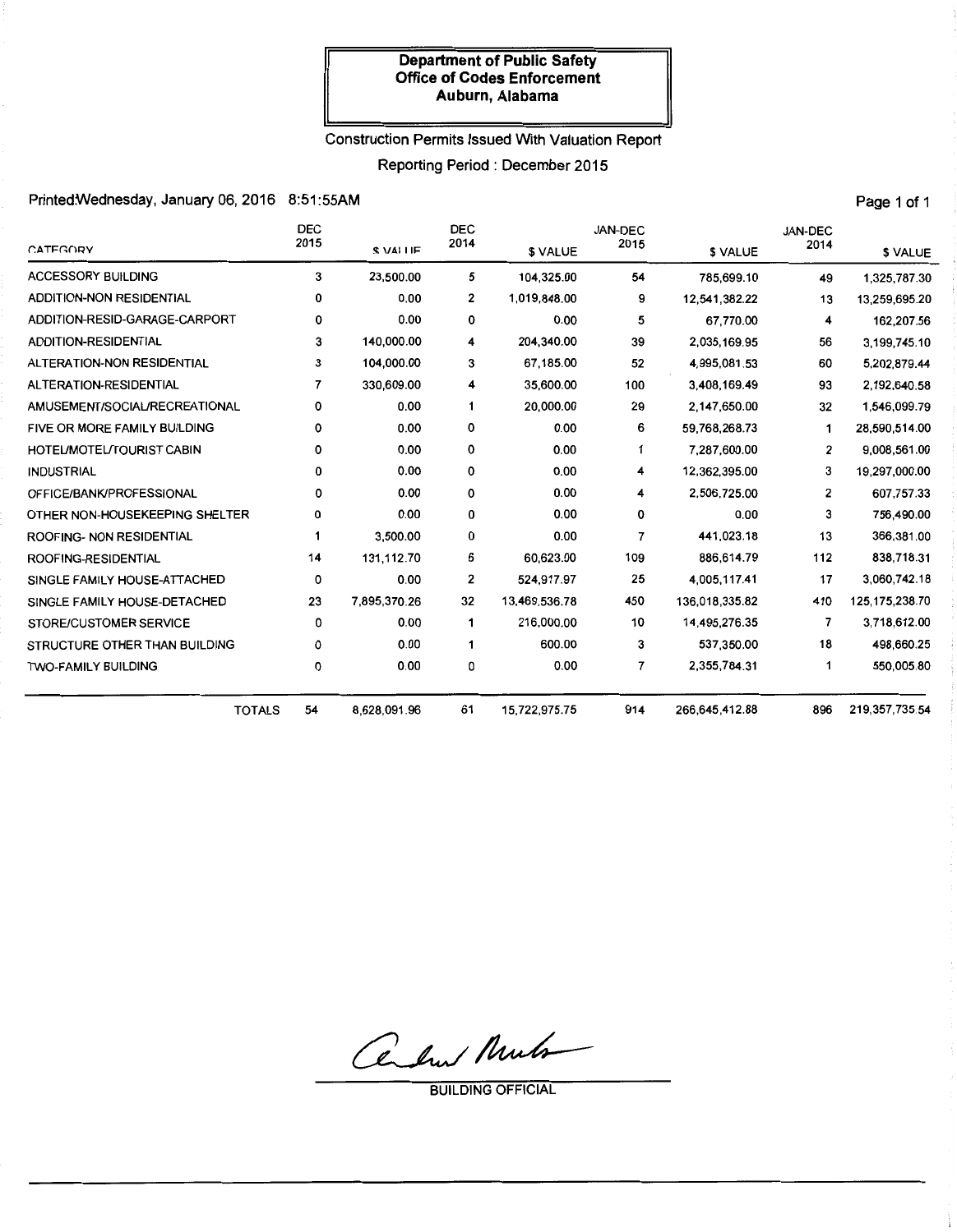**Department of Public Safety**
**Office of Codes Enforcement**
**Auburn, Alabama**

Construction Permits Issued With Valuation Report

Reporting Period : December 2015

Printed:Wednesday, January 06, 2016 8:51:55AM

| CATEGORY | DEC 2015 | $ VALUE | DEC 2014 | $ VALUE | JAN-DEC 2015 | $ VALUE | JAN-DEC 2014 | $ VALUE |
|---|---|---|---|---|---|---|---|---|
| ACCESSORY BUILDING | 3 | 23,500.00 | 5 | 104,325.00 | 54 | 785,699.10 | 49 | 1,325,787.30 |
| ADDITION-NON RESIDENTIAL | 0 | 0.00 | 2 | 1,019,848.00 | 9 | 12,541,382.22 | 13 | 13,259,695.20 |
| ADDITION-RESID-GARAGE-CARPORT | 0 | 0.00 | 0 | 0.00 | 5 | 67,770.00 | 4 | 162,207.56 |
| ADDITION-RESIDENTIAL | 3 | 140,000.00 | 4 | 204,340.00 | 39 | 2,035,169.95 | 56 | 3,199,745.10 |
| ALTERATION-NON RESIDENTIAL | 3 | 104,000.00 | 3 | 67,185.00 | 52 | 4,995,081.53 | 60 | 5,202,879.44 |
| ALTERATION-RESIDENTIAL | 7 | 330,609.00 | 4 | 35,600.00 | 100 | 3,408,169.49 | 93 | 2,192,640.58 |
| AMUSEMENT/SOCIAL/RECREATIONAL | 0 | 0.00 | 1 | 20,000.00 | 29 | 2,147,650.00 | 32 | 1,546,099.79 |
| FIVE OR MORE FAMILY BUILDING | 0 | 0.00 | 0 | 0.00 | 6 | 59,768,268.73 | 1 | 28,590,514.00 |
| HOTEL/MOTEL/TOURIST CABIN | 0 | 0.00 | 0 | 0.00 | 1 | 7,287,600.00 | 2 | 9,008,561.00 |
| INDUSTRIAL | 0 | 0.00 | 0 | 0.00 | 4 | 12,362,395.00 | 3 | 19,297,000.00 |
| OFFICE/BANK/PROFESSIONAL | 0 | 0.00 | 0 | 0.00 | 4 | 2,506,725.00 | 2 | 607,757.33 |
| OTHER NON-HOUSEKEEPING SHELTER | 0 | 0.00 | 0 | 0.00 | 0 | 0.00 | 3 | 756,490.00 |
| ROOFING- NON RESIDENTIAL | 1 | 3,500.00 | 0 | 0.00 | 7 | 441,023.18 | 13 | 366,381.00 |
| ROOFING-RESIDENTIAL | 14 | 131,112.70 | 6 | 60,623.00 | 109 | 886,614.79 | 112 | 838,718.31 |
| SINGLE FAMILY HOUSE-ATTACHED | 0 | 0.00 | 2 | 524,917.97 | 25 | 4,005,117.41 | 17 | 3,060,742.18 |
| SINGLE FAMILY HOUSE-DETACHED | 23 | 7,895,370.26 | 32 | 13,469,536.78 | 450 | 136,018,335.82 | 410 | 125,175,238.70 |
| STORE/CUSTOMER SERVICE | 0 | 0.00 | 1 | 216,000.00 | 10 | 14,495,276.35 | 7 | 3,718,612.00 |
| STRUCTURE OTHER THAN BUILDING | 0 | 0.00 | 1 | 600.00 | 3 | 537,350.00 | 18 | 498,660.25 |
| TWO-FAMILY BUILDING | 0 | 0.00 | 0 | 0.00 | 7 | 2,355,784.31 | 1 | 550,005.80 |
| TOTALS | 54 | 8,628,091.96 | 61 | 15,722,975.75 | 914 | 266,645,412.88 | 896 | 219,357,735.54 |

BUILDING OFFICIAL